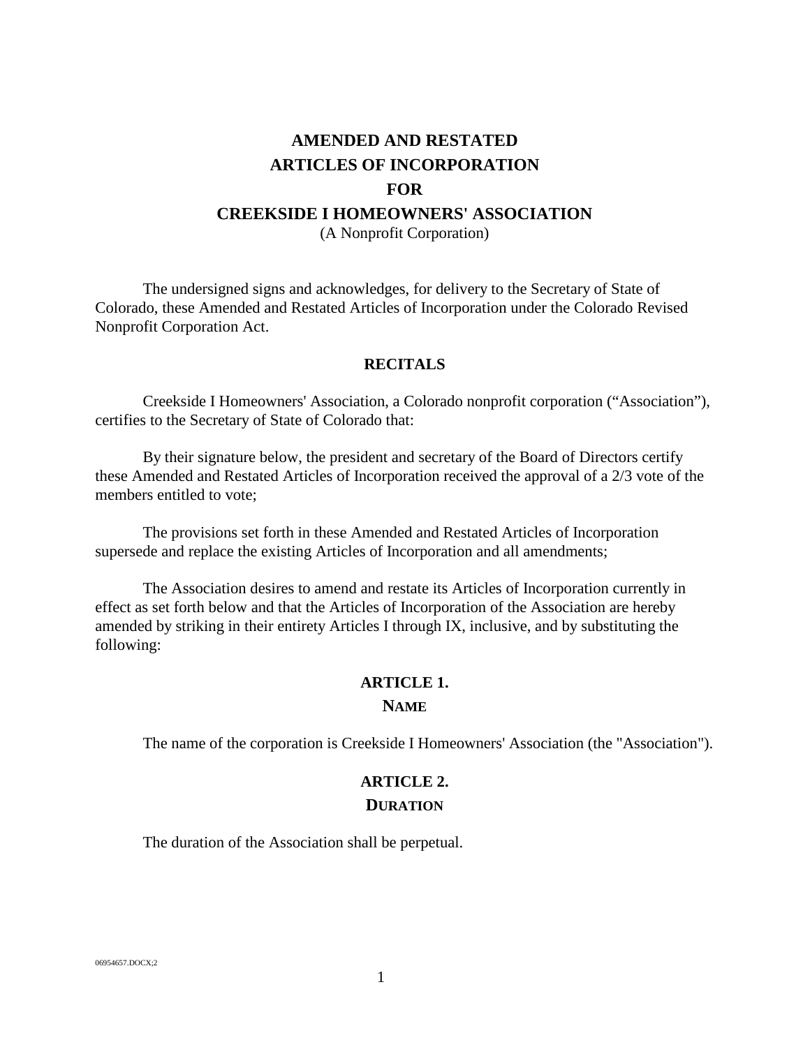# AMENDED AND RESTATED ARTICLES OF INCORPORATION FOR CREEKSIDE I HOMEOWNERS' ASSOCIATION

(A Nonprofit Corporation)

The undersigned signs and acknowledges, for delivery to the Secretary of State of Colorado, these Amended and Restated Articles of Incorporation under the Colorado Revised Nonprofit Corporation Act.

## RECITALS

Creekside I Homeowners' Association, a Colorado nonprofit corporation ("Association"), certifies to the Secretary of State of Colorado that:

By their signature below, the president and secretary of the Board of Directors certify these Amended and Restated Articles of Incorporation received the approval of a 2/3 vote of the members entitled to vote;

The provisions set forth in these Amended and Restated Articles of Incorporation supersede and replace the existing Articles of Incorporation and all amendments;

The Association desires to amend and restate its Articles of Incorporation currently in effect as set forth below and that the Articles of Incorporation of the Association are hereby amended by striking in their entirety Articles I through IX, inclusive, and by substituting the following:

## ARTICLE 1.
## NAME

The name of the corporation is Creekside I Homeowners' Association (the "Association").

## ARTICLE 2.
## DURATION

The duration of the Association shall be perpetual.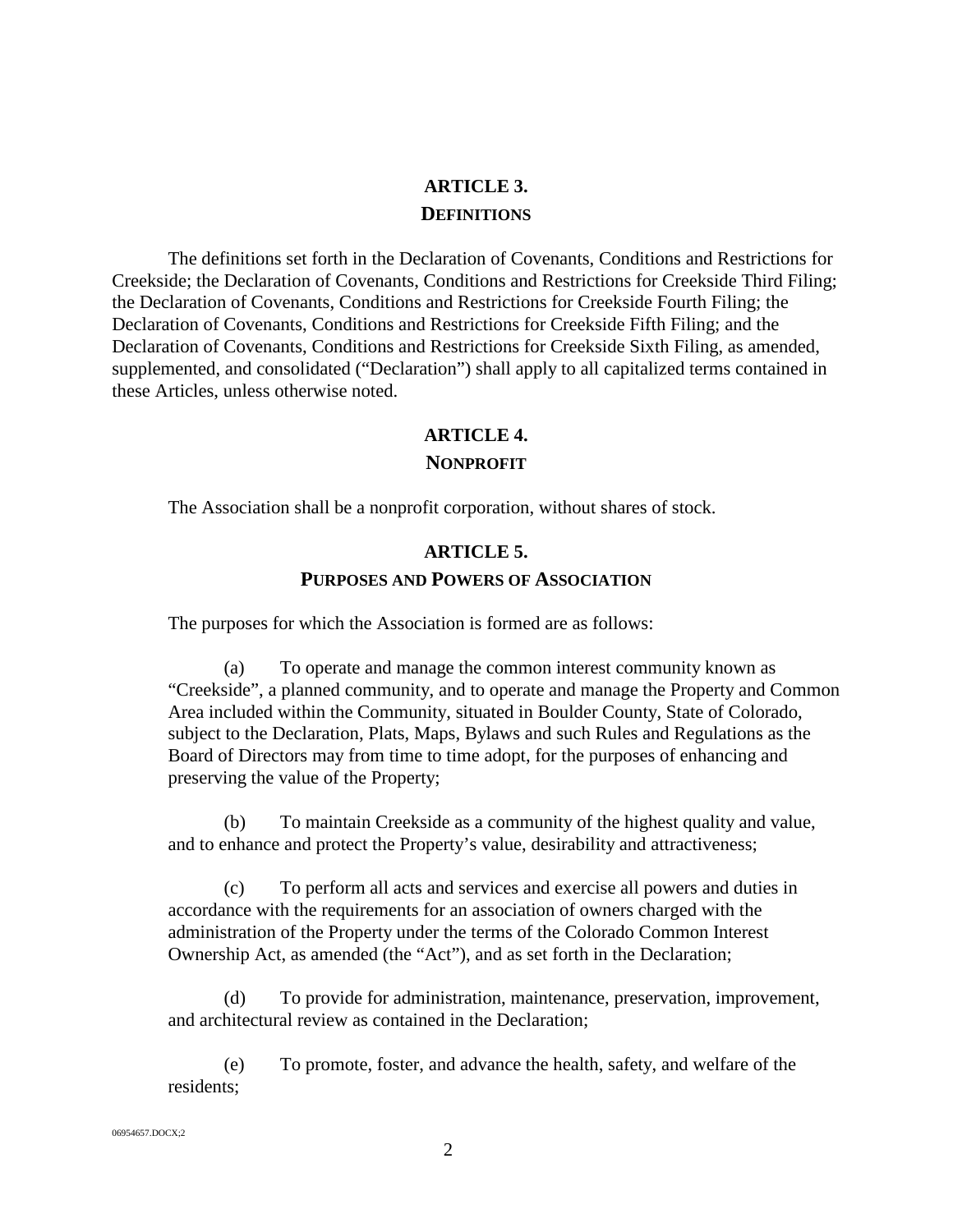## ARTICLE 3.

### DEFINITIONS

The definitions set forth in the Declaration of Covenants, Conditions and Restrictions for Creekside; the Declaration of Covenants, Conditions and Restrictions for Creekside Third Filing; the Declaration of Covenants, Conditions and Restrictions for Creekside Fourth Filing; the Declaration of Covenants, Conditions and Restrictions for Creekside Fifth Filing; and the Declaration of Covenants, Conditions and Restrictions for Creekside Sixth Filing, as amended, supplemented, and consolidated ("Declaration") shall apply to all capitalized terms contained in these Articles, unless otherwise noted.

## ARTICLE 4.

### NONPROFIT

The Association shall be a nonprofit corporation, without shares of stock.

## ARTICLE 5.

### PURPOSES AND POWERS OF ASSOCIATION

The purposes for which the Association is formed are as follows:

(a) To operate and manage the common interest community known as "Creekside", a planned community, and to operate and manage the Property and Common Area included within the Community, situated in Boulder County, State of Colorado, subject to the Declaration, Plats, Maps, Bylaws and such Rules and Regulations as the Board of Directors may from time to time adopt, for the purposes of enhancing and preserving the value of the Property;

(b) To maintain Creekside as a community of the highest quality and value, and to enhance and protect the Property's value, desirability and attractiveness;

(c) To perform all acts and services and exercise all powers and duties in accordance with the requirements for an association of owners charged with the administration of the Property under the terms of the Colorado Common Interest Ownership Act, as amended (the "Act"), and as set forth in the Declaration;

(d) To provide for administration, maintenance, preservation, improvement, and architectural review as contained in the Declaration;

(e) To promote, foster, and advance the health, safety, and welfare of the residents;

06954657.DOCX;2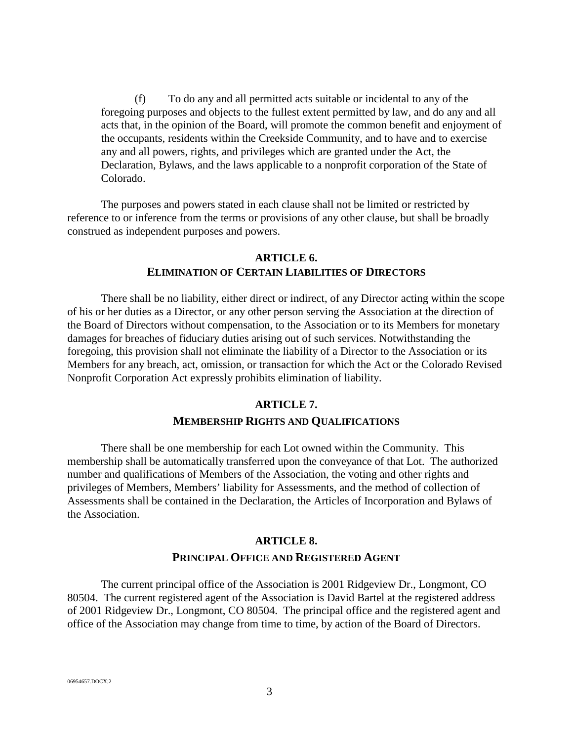(f) To do any and all permitted acts suitable or incidental to any of the foregoing purposes and objects to the fullest extent permitted by law, and do any and all acts that, in the opinion of the Board, will promote the common benefit and enjoyment of the occupants, residents within the Creekside Community, and to have and to exercise any and all powers, rights, and privileges which are granted under the Act, the Declaration, Bylaws, and the laws applicable to a nonprofit corporation of the State of Colorado.

The purposes and powers stated in each clause shall not be limited or restricted by reference to or inference from the terms or provisions of any other clause, but shall be broadly construed as independent purposes and powers.

## ARTICLE 6.
## ELIMINATION OF CERTAIN LIABILITIES OF DIRECTORS

There shall be no liability, either direct or indirect, of any Director acting within the scope of his or her duties as a Director, or any other person serving the Association at the direction of the Board of Directors without compensation, to the Association or to its Members for monetary damages for breaches of fiduciary duties arising out of such services. Notwithstanding the foregoing, this provision shall not eliminate the liability of a Director to the Association or its Members for any breach, act, omission, or transaction for which the Act or the Colorado Revised Nonprofit Corporation Act expressly prohibits elimination of liability.

## ARTICLE 7.
## MEMBERSHIP RIGHTS AND QUALIFICATIONS

There shall be one membership for each Lot owned within the Community. This membership shall be automatically transferred upon the conveyance of that Lot. The authorized number and qualifications of Members of the Association, the voting and other rights and privileges of Members, Members' liability for Assessments, and the method of collection of Assessments shall be contained in the Declaration, the Articles of Incorporation and Bylaws of the Association.

## ARTICLE 8.
## PRINCIPAL OFFICE AND REGISTERED AGENT

The current principal office of the Association is 2001 Ridgeview Dr., Longmont, CO 80504. The current registered agent of the Association is David Bartel at the registered address of 2001 Ridgeview Dr., Longmont, CO 80504. The principal office and the registered agent and office of the Association may change from time to time, by action of the Board of Directors.

06954657.DOCX;2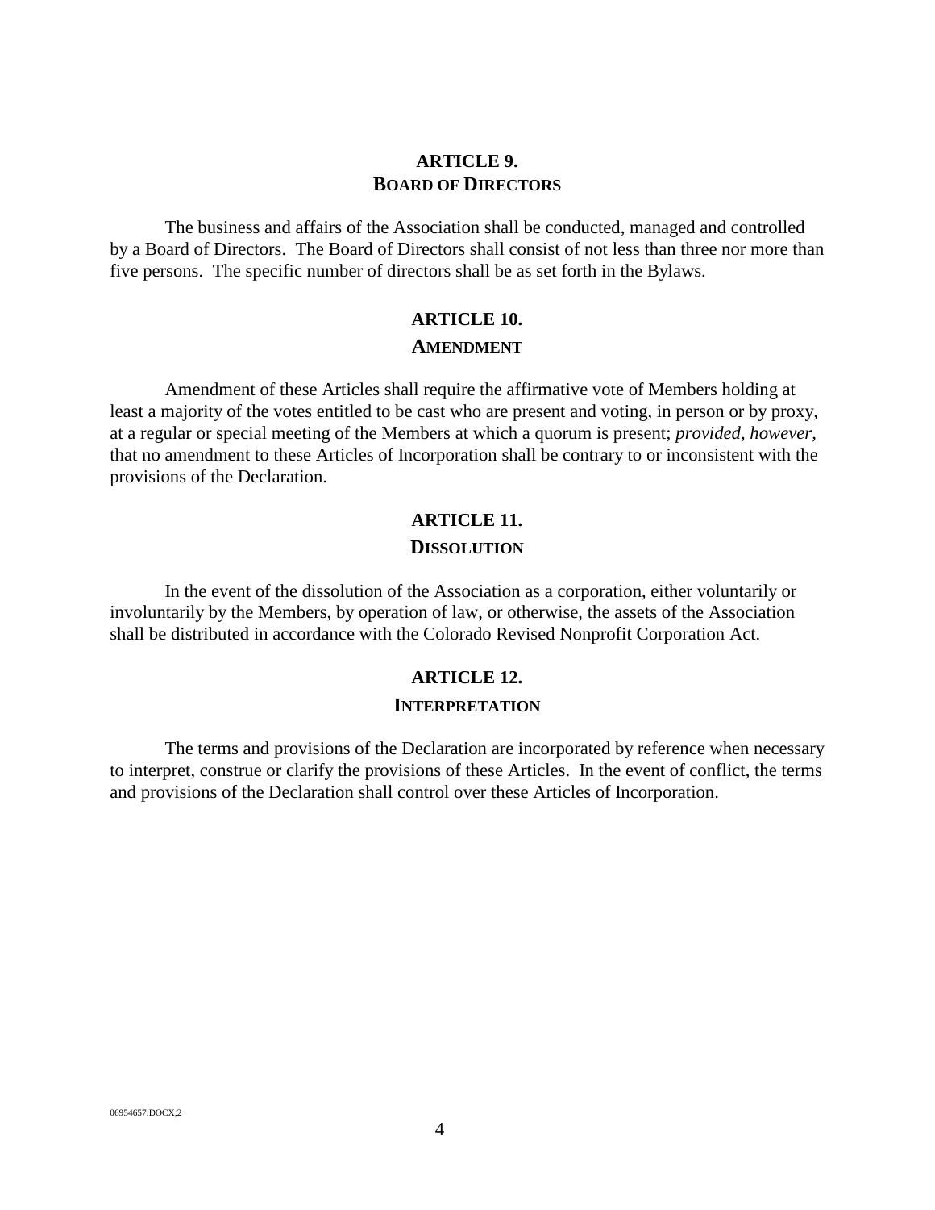## ARTICLE 9.
## BOARD OF DIRECTORS

The business and affairs of the Association shall be conducted, managed and controlled by a Board of Directors. The Board of Directors shall consist of not less than three nor more than five persons. The specific number of directors shall be as set forth in the Bylaws.

## ARTICLE 10.
## AMENDMENT

Amendment of these Articles shall require the affirmative vote of Members holding at least a majority of the votes entitled to be cast who are present and voting, in person or by proxy, at a regular or special meeting of the Members at which a quorum is present; *provided, however*, that no amendment to these Articles of Incorporation shall be contrary to or inconsistent with the provisions of the Declaration.

## ARTICLE 11.
## DISSOLUTION

In the event of the dissolution of the Association as a corporation, either voluntarily or involuntarily by the Members, by operation of law, or otherwise, the assets of the Association shall be distributed in accordance with the Colorado Revised Nonprofit Corporation Act.

## ARTICLE 12.
## INTERPRETATION

The terms and provisions of the Declaration are incorporated by reference when necessary to interpret, construe or clarify the provisions of these Articles. In the event of conflict, the terms and provisions of the Declaration shall control over these Articles of Incorporation.

06954657.DOCX;2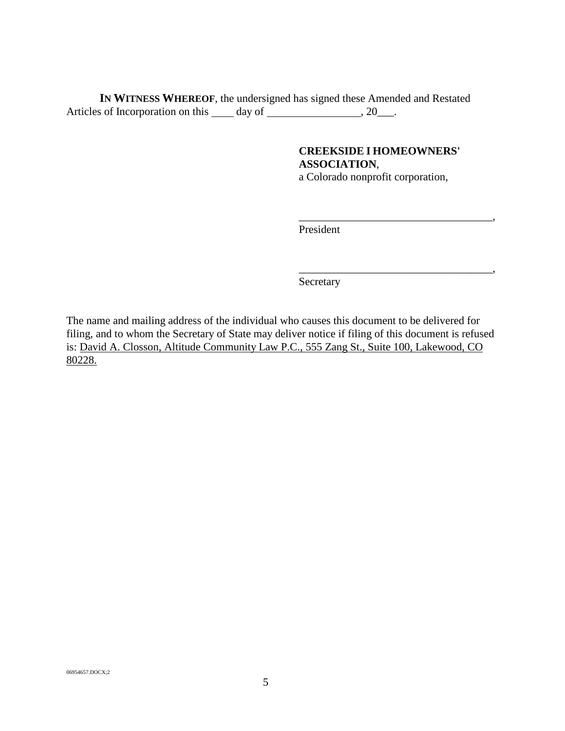**IN WITNESS WHEREOF**, the undersigned has signed these Amended and Restated Articles of Incorporation on this ____ day of _________________, 20___.

**CREEKSIDE I HOMEOWNERS' ASSOCIATION**,
a Colorado nonprofit corporation,

____________________________________,
President

____________________________________,
Secretary

The name and mailing address of the individual who causes this document to be delivered for filing, and to whom the Secretary of State may deliver notice if filing of this document is refused is: David A. Closson, Altitude Community Law P.C., 555 Zang St., Suite 100, Lakewood, CO 80228.

06954657.DOCX;2